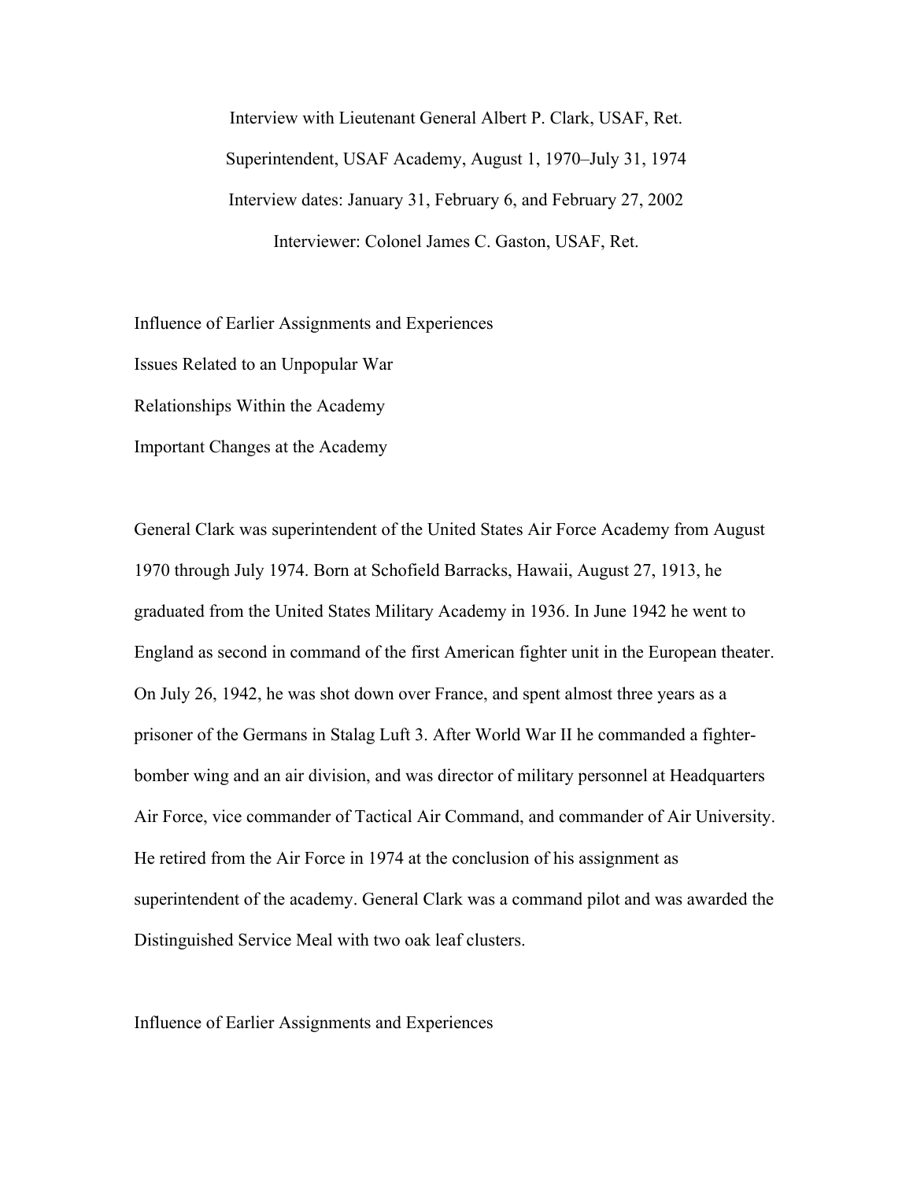# Interview with Lieutenant General Albert P. Clark, USAF, Ret.

Superintendent, USAF Academy, August 1, 1970–July 31, 1974

Interview dates: January 31, February 6, and February 27, 2002

Interviewer: Colonel James C. Gaston, USAF, Ret.

Influence of Earlier Assignments and Experiences

Issues Related to an Unpopular War

Relationships Within the Academy

Important Changes at the Academy

General Clark was superintendent of the United States Air Force Academy from August 1970 through July 1974. Born at Schofield Barracks, Hawaii, August 27, 1913, he graduated from the United States Military Academy in 1936. In June 1942 he went to England as second in command of the first American fighter unit in the European theater. On July 26, 1942, he was shot down over France, and spent almost three years as a prisoner of the Germans in Stalag Luft 3. After World War II he commanded a fighter-bomber wing and an air division, and was director of military personnel at Headquarters Air Force, vice commander of Tactical Air Command, and commander of Air University. He retired from the Air Force in 1974 at the conclusion of his assignment as superintendent of the academy. General Clark was a command pilot and was awarded the Distinguished Service Meal with two oak leaf clusters.

## Influence of Earlier Assignments and Experiences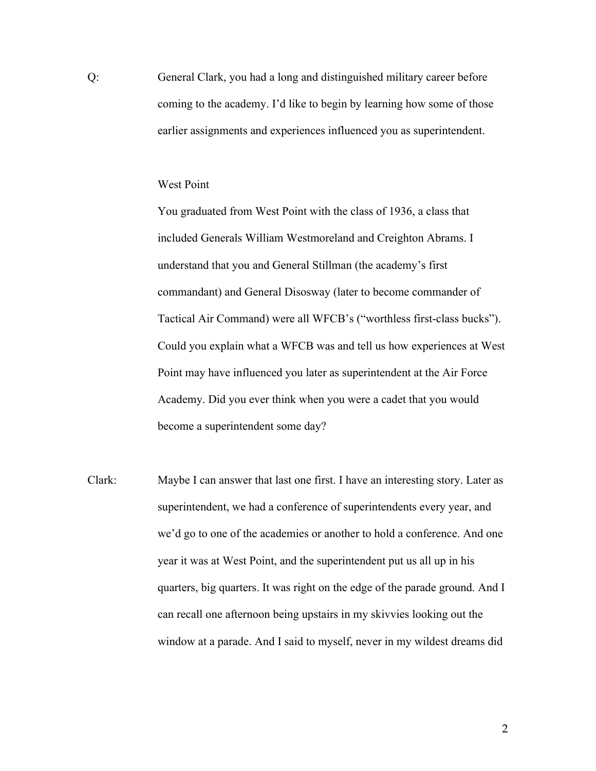Q: General Clark, you had a long and distinguished military career before coming to the academy. I'd like to begin by learning how some of those earlier assignments and experiences influenced you as superintendent.

West Point

You graduated from West Point with the class of 1936, a class that included Generals William Westmoreland and Creighton Abrams. I understand that you and General Stillman (the academy's first commandant) and General Disosway (later to become commander of Tactical Air Command) were all WFCB's ("worthless first-class bucks"). Could you explain what a WFCB was and tell us how experiences at West Point may have influenced you later as superintendent at the Air Force Academy. Did you ever think when you were a cadet that you would become a superintendent some day?

Clark: Maybe I can answer that last one first. I have an interesting story. Later as superintendent, we had a conference of superintendents every year, and we'd go to one of the academies or another to hold a conference. And one year it was at West Point, and the superintendent put us all up in his quarters, big quarters. It was right on the edge of the parade ground. And I can recall one afternoon being upstairs in my skivvies looking out the window at a parade. And I said to myself, never in my wildest dreams did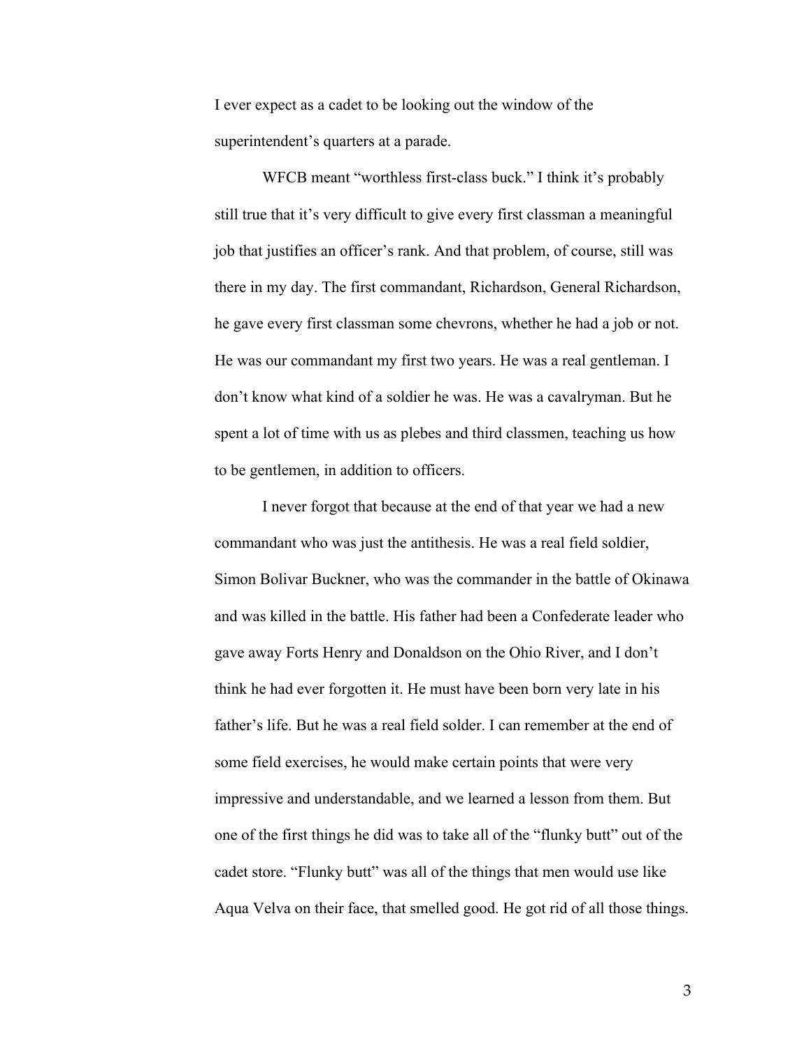I ever expect as a cadet to be looking out the window of the superintendent's quarters at a parade.

WFCB meant "worthless first-class buck." I think it's probably still true that it's very difficult to give every first classman a meaningful job that justifies an officer's rank. And that problem, of course, still was there in my day. The first commandant, Richardson, General Richardson, he gave every first classman some chevrons, whether he had a job or not. He was our commandant my first two years. He was a real gentleman. I don't know what kind of a soldier he was. He was a cavalryman. But he spent a lot of time with us as plebes and third classmen, teaching us how to be gentlemen, in addition to officers.

I never forgot that because at the end of that year we had a new commandant who was just the antithesis. He was a real field soldier, Simon Bolivar Buckner, who was the commander in the battle of Okinawa and was killed in the battle. His father had been a Confederate leader who gave away Forts Henry and Donaldson on the Ohio River, and I don't think he had ever forgotten it. He must have been born very late in his father's life. But he was a real field solder. I can remember at the end of some field exercises, he would make certain points that were very impressive and understandable, and we learned a lesson from them. But one of the first things he did was to take all of the "flunky butt" out of the cadet store. "Flunky butt" was all of the things that men would use like Aqua Velva on their face, that smelled good. He got rid of all those things.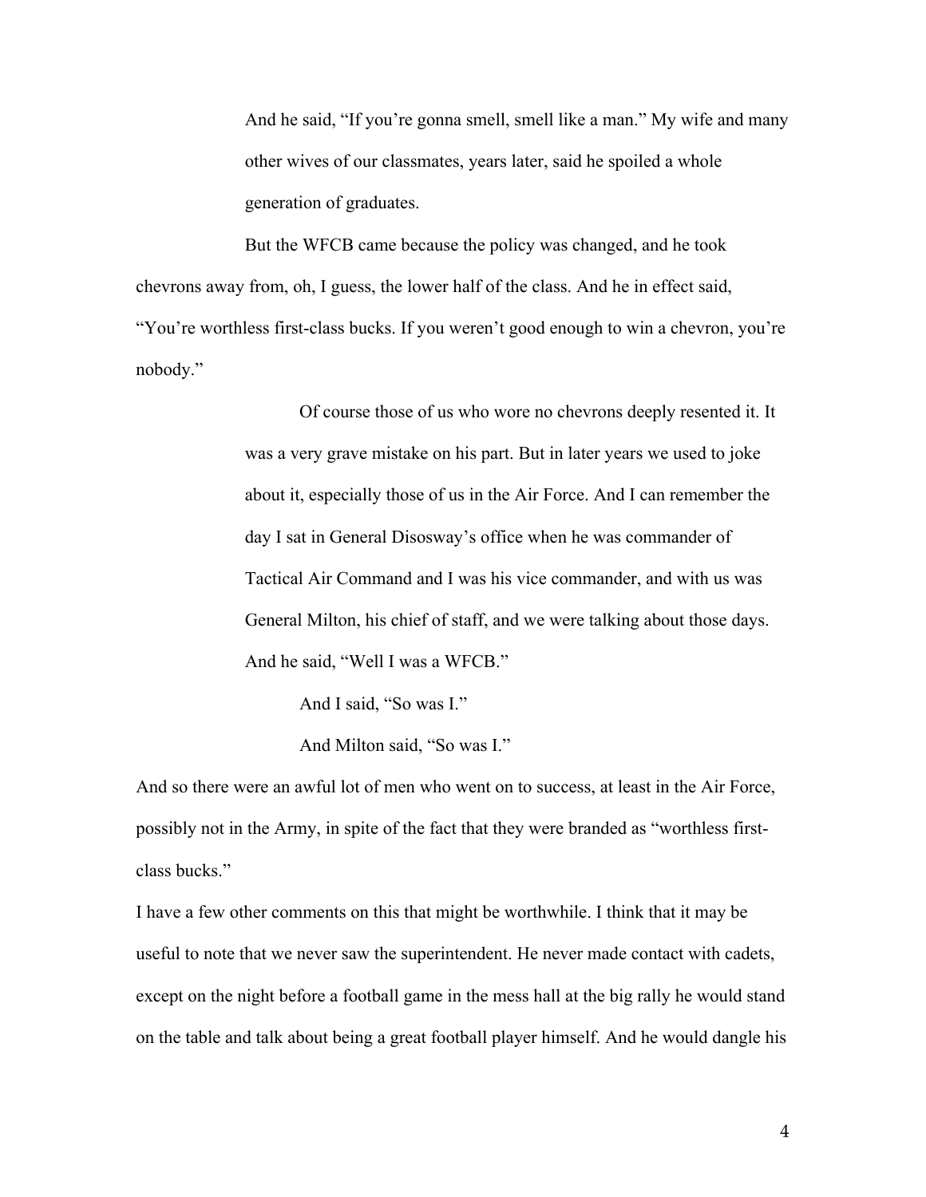And he said, "If you're gonna smell, smell like a man." My wife and many other wives of our classmates, years later, said he spoiled a whole generation of graduates.

But the WFCB came because the policy was changed, and he took chevrons away from, oh, I guess, the lower half of the class. And he in effect said, "You're worthless first-class bucks. If you weren't good enough to win a chevron, you're nobody."

Of course those of us who wore no chevrons deeply resented it. It was a very grave mistake on his part. But in later years we used to joke about it, especially those of us in the Air Force. And I can remember the day I sat in General Disosway's office when he was commander of Tactical Air Command and I was his vice commander, and with us was General Milton, his chief of staff, and we were talking about those days. And he said, "Well I was a WFCB."

And I said, "So was I."

And Milton said, "So was I."

And so there were an awful lot of men who went on to success, at least in the Air Force, possibly not in the Army, in spite of the fact that they were branded as "worthless first-class bucks."

I have a few other comments on this that might be worthwhile. I think that it may be useful to note that we never saw the superintendent. He never made contact with cadets, except on the night before a football game in the mess hall at the big rally he would stand on the table and talk about being a great football player himself. And he would dangle his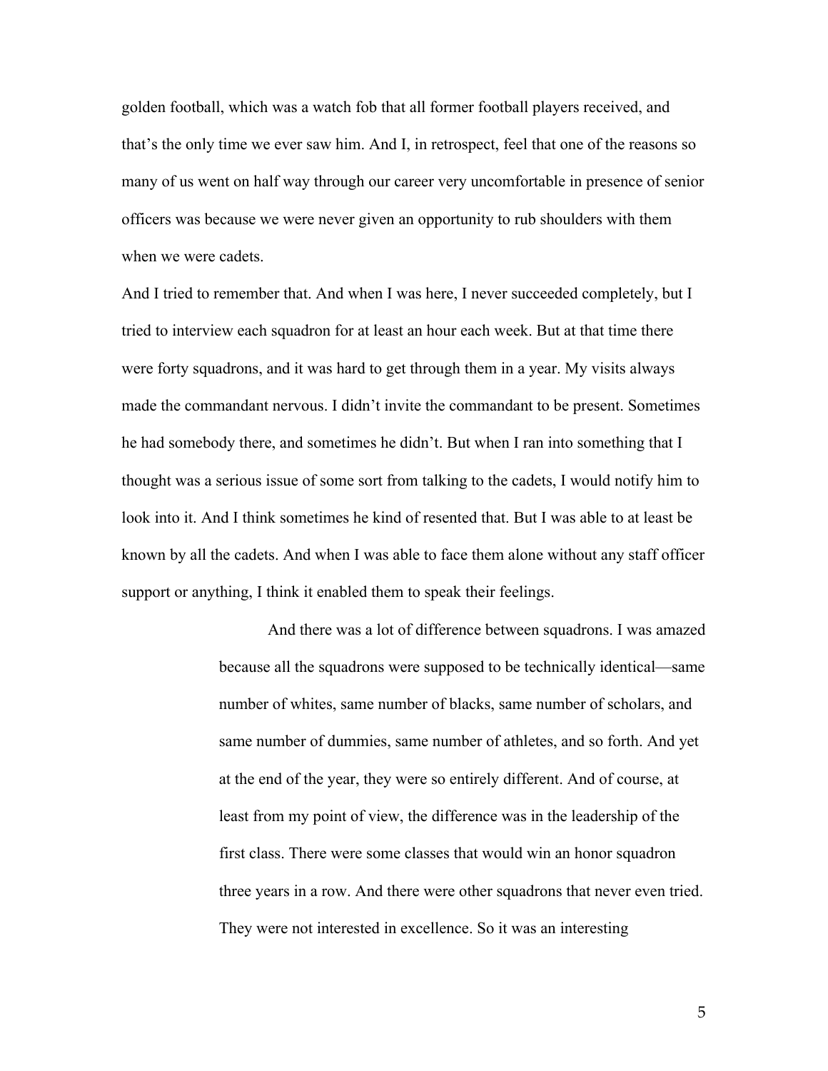golden football, which was a watch fob that all former football players received, and that's the only time we ever saw him. And I, in retrospect, feel that one of the reasons so many of us went on half way through our career very uncomfortable in presence of senior officers was because we were never given an opportunity to rub shoulders with them when we were cadets.

And I tried to remember that. And when I was here, I never succeeded completely, but I tried to interview each squadron for at least an hour each week. But at that time there were forty squadrons, and it was hard to get through them in a year. My visits always made the commandant nervous. I didn't invite the commandant to be present. Sometimes he had somebody there, and sometimes he didn't. But when I ran into something that I thought was a serious issue of some sort from talking to the cadets, I would notify him to look into it. And I think sometimes he kind of resented that. But I was able to at least be known by all the cadets. And when I was able to face them alone without any staff officer support or anything, I think it enabled them to speak their feelings.

> And there was a lot of difference between squadrons. I was amazed because all the squadrons were supposed to be technically identical—same number of whites, same number of blacks, same number of scholars, and same number of dummies, same number of athletes, and so forth. And yet at the end of the year, they were so entirely different. And of course, at least from my point of view, the difference was in the leadership of the first class. There were some classes that would win an honor squadron three years in a row. And there were other squadrons that never even tried. They were not interested in excellence. So it was an interesting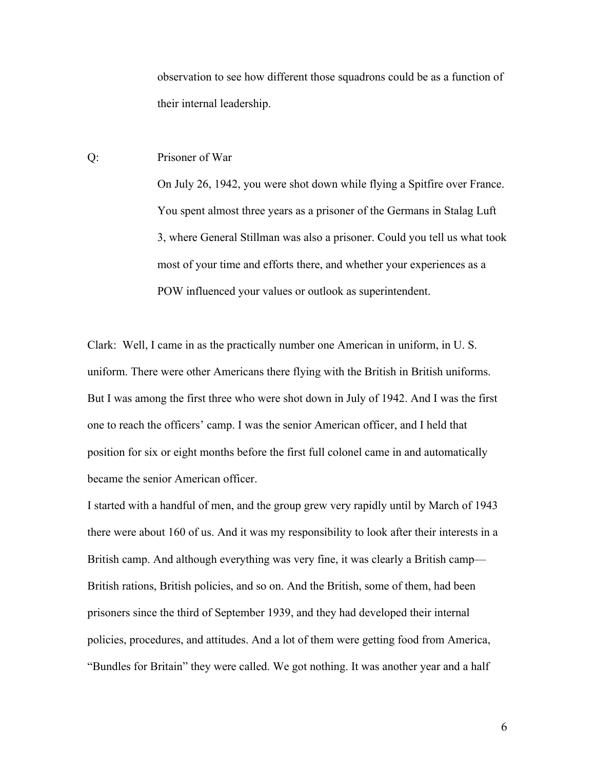observation to see how different those squadrons could be as a function of their internal leadership.

Q: Prisoner of War

On July 26, 1942, you were shot down while flying a Spitfire over France. You spent almost three years as a prisoner of the Germans in Stalag Luft 3, where General Stillman was also a prisoner. Could you tell us what took most of your time and efforts there, and whether your experiences as a POW influenced your values or outlook as superintendent.

Clark: Well, I came in as the practically number one American in uniform, in U. S. uniform. There were other Americans there flying with the British in British uniforms. But I was among the first three who were shot down in July of 1942. And I was the first one to reach the officers' camp. I was the senior American officer, and I held that position for six or eight months before the first full colonel came in and automatically became the senior American officer.

I started with a handful of men, and the group grew very rapidly until by March of 1943 there were about 160 of us. And it was my responsibility to look after their interests in a British camp. And although everything was very fine, it was clearly a British camp—British rations, British policies, and so on. And the British, some of them, had been prisoners since the third of September 1939, and they had developed their internal policies, procedures, and attitudes. And a lot of them were getting food from America, "Bundles for Britain" they were called. We got nothing. It was another year and a half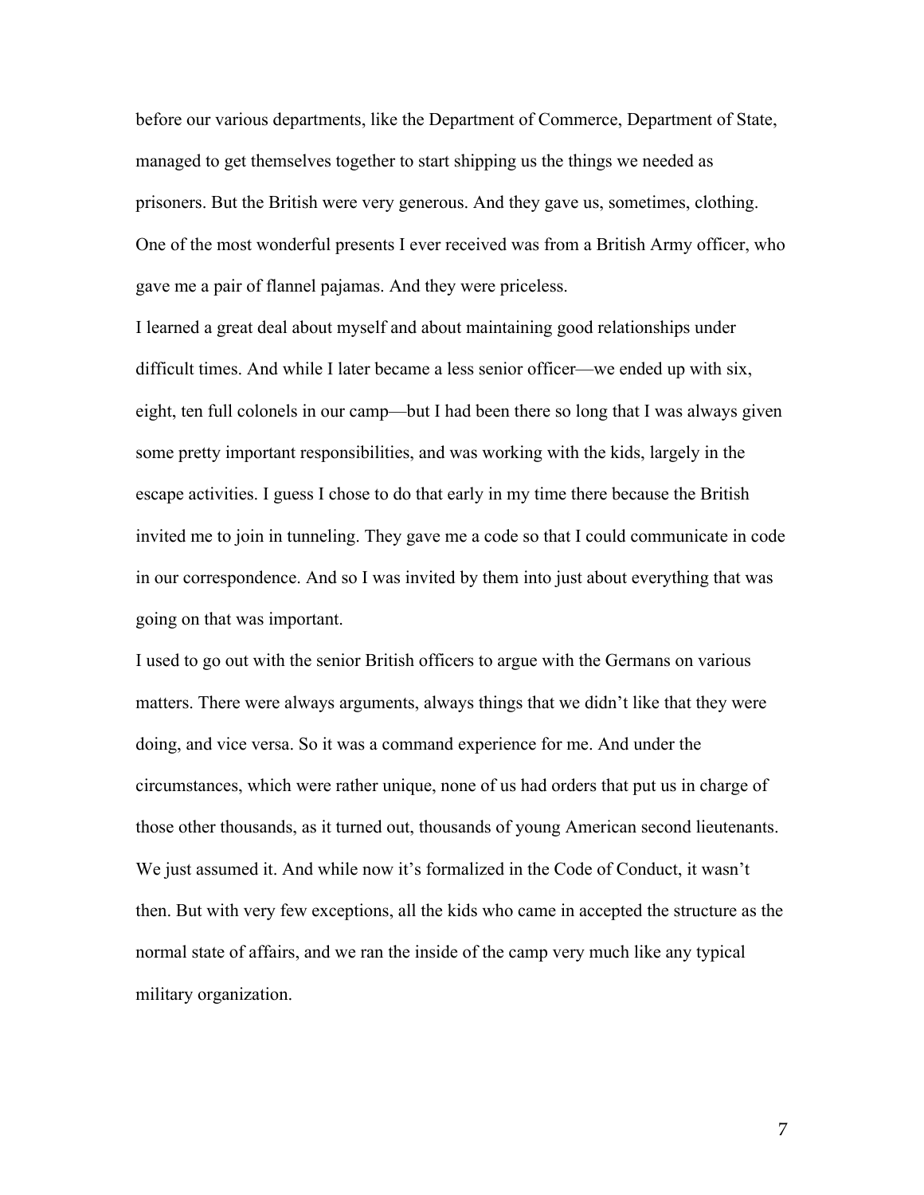before our various departments, like the Department of Commerce, Department of State, managed to get themselves together to start shipping us the things we needed as prisoners. But the British were very generous. And they gave us, sometimes, clothing. One of the most wonderful presents I ever received was from a British Army officer, who gave me a pair of flannel pajamas. And they were priceless.

I learned a great deal about myself and about maintaining good relationships under difficult times. And while I later became a less senior officer—we ended up with six, eight, ten full colonels in our camp—but I had been there so long that I was always given some pretty important responsibilities, and was working with the kids, largely in the escape activities. I guess I chose to do that early in my time there because the British invited me to join in tunneling. They gave me a code so that I could communicate in code in our correspondence. And so I was invited by them into just about everything that was going on that was important.

I used to go out with the senior British officers to argue with the Germans on various matters. There were always arguments, always things that we didn't like that they were doing, and vice versa. So it was a command experience for me. And under the circumstances, which were rather unique, none of us had orders that put us in charge of those other thousands, as it turned out, thousands of young American second lieutenants. We just assumed it. And while now it's formalized in the Code of Conduct, it wasn't then. But with very few exceptions, all the kids who came in accepted the structure as the normal state of affairs, and we ran the inside of the camp very much like any typical military organization.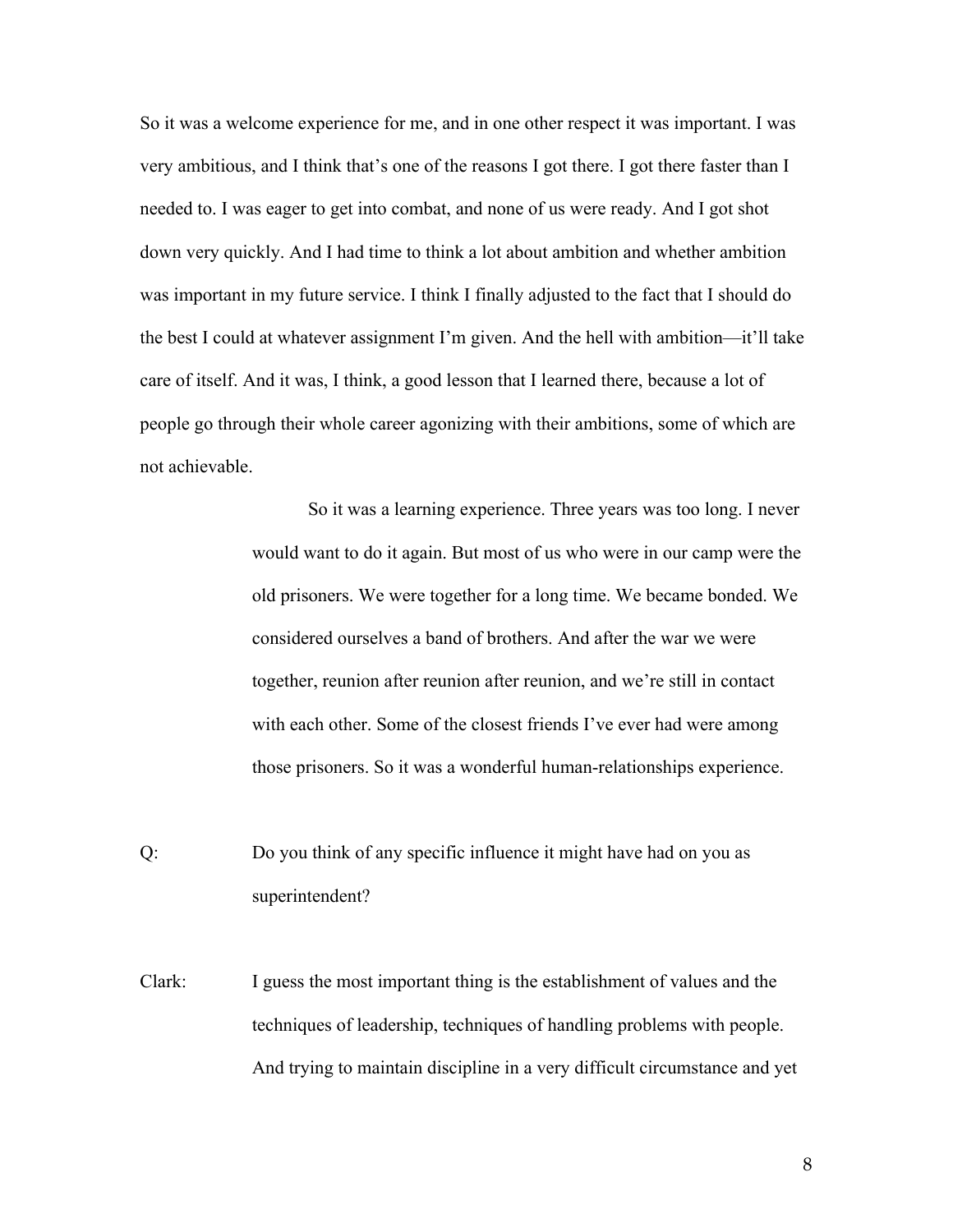So it was a welcome experience for me, and in one other respect it was important. I was very ambitious, and I think that's one of the reasons I got there. I got there faster than I needed to. I was eager to get into combat, and none of us were ready. And I got shot down very quickly. And I had time to think a lot about ambition and whether ambition was important in my future service. I think I finally adjusted to the fact that I should do the best I could at whatever assignment I'm given. And the hell with ambition—it'll take care of itself. And it was, I think, a good lesson that I learned there, because a lot of people go through their whole career agonizing with their ambitions, some of which are not achievable.

So it was a learning experience. Three years was too long. I never would want to do it again. But most of us who were in our camp were the old prisoners. We were together for a long time. We became bonded. We considered ourselves a band of brothers. And after the war we were together, reunion after reunion after reunion, and we're still in contact with each other. Some of the closest friends I've ever had were among those prisoners. So it was a wonderful human-relationships experience.

Q: Do you think of any specific influence it might have had on you as superintendent?

Clark: I guess the most important thing is the establishment of values and the techniques of leadership, techniques of handling problems with people. And trying to maintain discipline in a very difficult circumstance and yet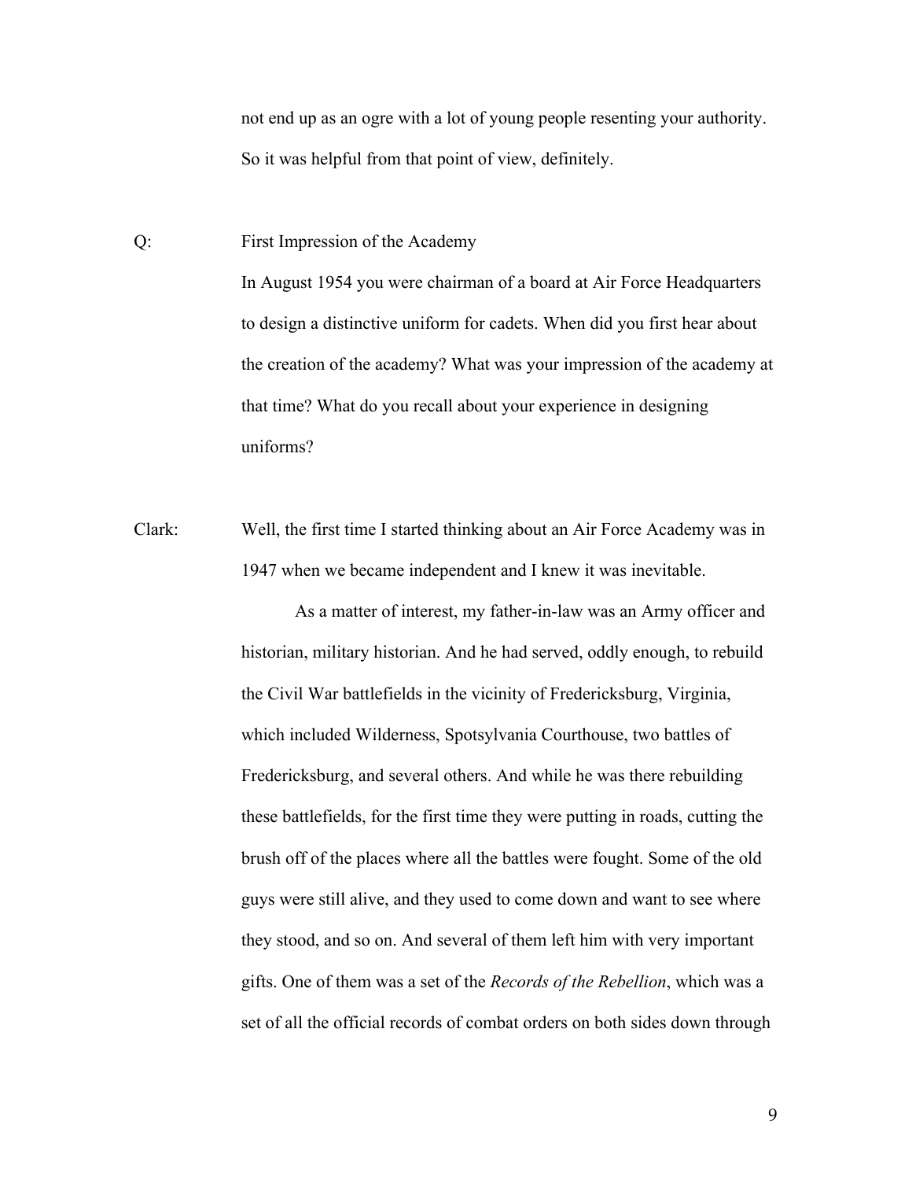not end up as an ogre with a lot of young people resenting your authority. So it was helpful from that point of view, definitely.

Q: First Impression of the Academy

In August 1954 you were chairman of a board at Air Force Headquarters to design a distinctive uniform for cadets. When did you first hear about the creation of the academy? What was your impression of the academy at that time? What do you recall about your experience in designing uniforms?

Clark: Well, the first time I started thinking about an Air Force Academy was in 1947 when we became independent and I knew it was inevitable.

As a matter of interest, my father-in-law was an Army officer and historian, military historian. And he had served, oddly enough, to rebuild the Civil War battlefields in the vicinity of Fredericksburg, Virginia, which included Wilderness, Spotsylvania Courthouse, two battles of Fredericksburg, and several others. And while he was there rebuilding these battlefields, for the first time they were putting in roads, cutting the brush off of the places where all the battles were fought. Some of the old guys were still alive, and they used to come down and want to see where they stood, and so on. And several of them left him with very important gifts. One of them was a set of the *Records of the Rebellion*, which was a set of all the official records of combat orders on both sides down through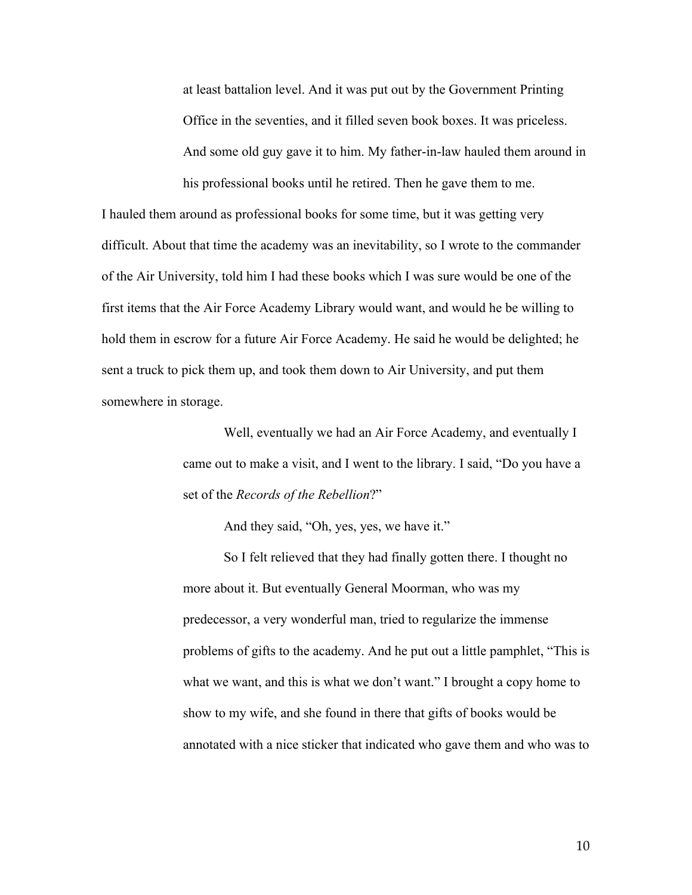at least battalion level. And it was put out by the Government Printing Office in the seventies, and it filled seven book boxes. It was priceless. And some old guy gave it to him. My father-in-law hauled them around in his professional books until he retired. Then he gave them to me.

I hauled them around as professional books for some time, but it was getting very difficult. About that time the academy was an inevitability, so I wrote to the commander of the Air University, told him I had these books which I was sure would be one of the first items that the Air Force Academy Library would want, and would he be willing to hold them in escrow for a future Air Force Academy. He said he would be delighted; he sent a truck to pick them up, and took them down to Air University, and put them somewhere in storage.

Well, eventually we had an Air Force Academy, and eventually I came out to make a visit, and I went to the library. I said, "Do you have a set of the *Records of the Rebellion*?"

And they said, "Oh, yes, yes, we have it."

So I felt relieved that they had finally gotten there. I thought no more about it. But eventually General Moorman, who was my predecessor, a very wonderful man, tried to regularize the immense problems of gifts to the academy. And he put out a little pamphlet, "This is what we want, and this is what we don't want." I brought a copy home to show to my wife, and she found in there that gifts of books would be annotated with a nice sticker that indicated who gave them and who was to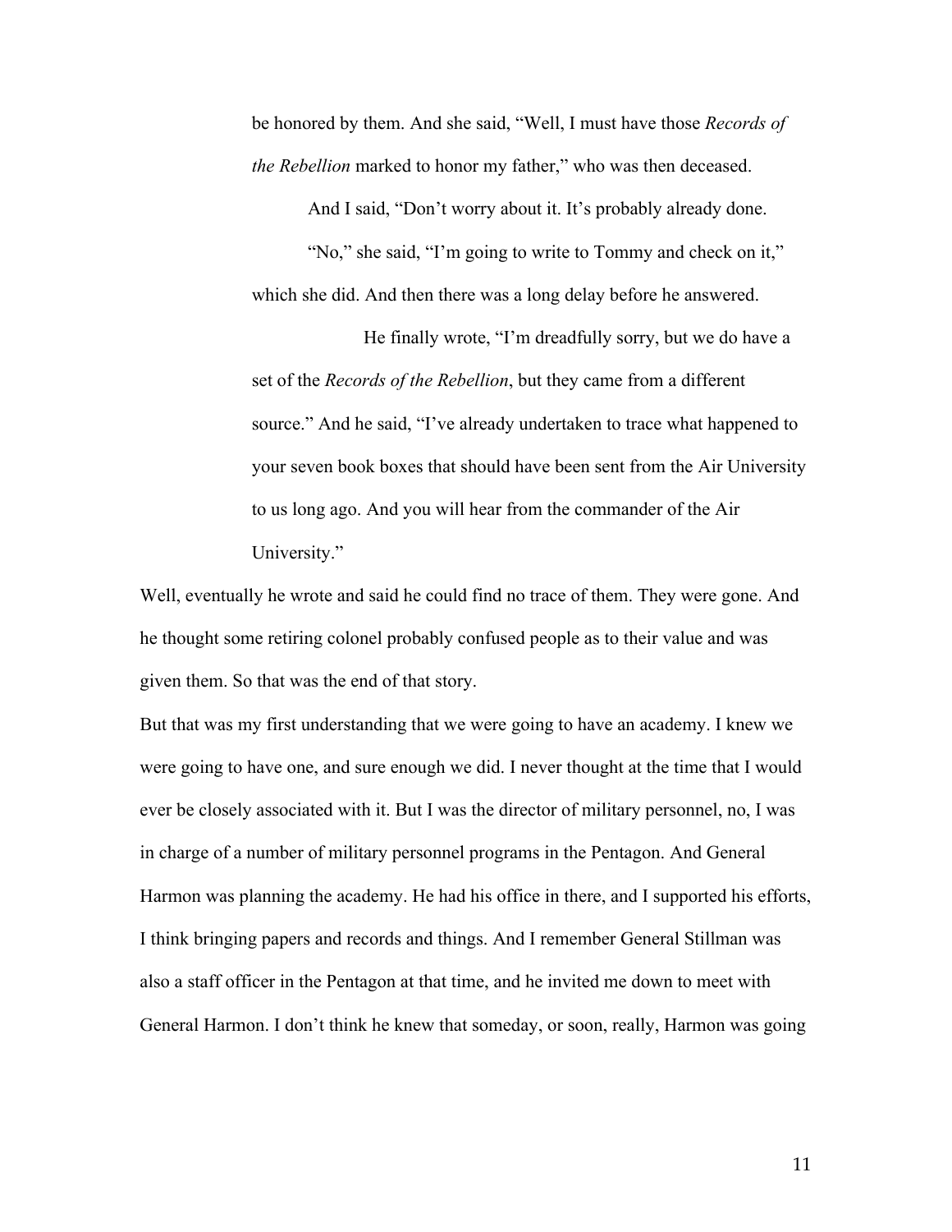be honored by them. And she said, "Well, I must have those *Records of the Rebellion* marked to honor my father," who was then deceased.

And I said, "Don't worry about it. It's probably already done.

"No," she said, "I'm going to write to Tommy and check on it," which she did. And then there was a long delay before he answered.

He finally wrote, "I'm dreadfully sorry, but we do have a set of the *Records of the Rebellion*, but they came from a different source." And he said, "I've already undertaken to trace what happened to your seven book boxes that should have been sent from the Air University to us long ago. And you will hear from the commander of the Air University."

Well, eventually he wrote and said he could find no trace of them. They were gone. And he thought some retiring colonel probably confused people as to their value and was given them. So that was the end of that story.

But that was my first understanding that we were going to have an academy. I knew we were going to have one, and sure enough we did. I never thought at the time that I would ever be closely associated with it. But I was the director of military personnel, no, I was in charge of a number of military personnel programs in the Pentagon. And General Harmon was planning the academy. He had his office in there, and I supported his efforts, I think bringing papers and records and things. And I remember General Stillman was also a staff officer in the Pentagon at that time, and he invited me down to meet with General Harmon. I don't think he knew that someday, or soon, really, Harmon was going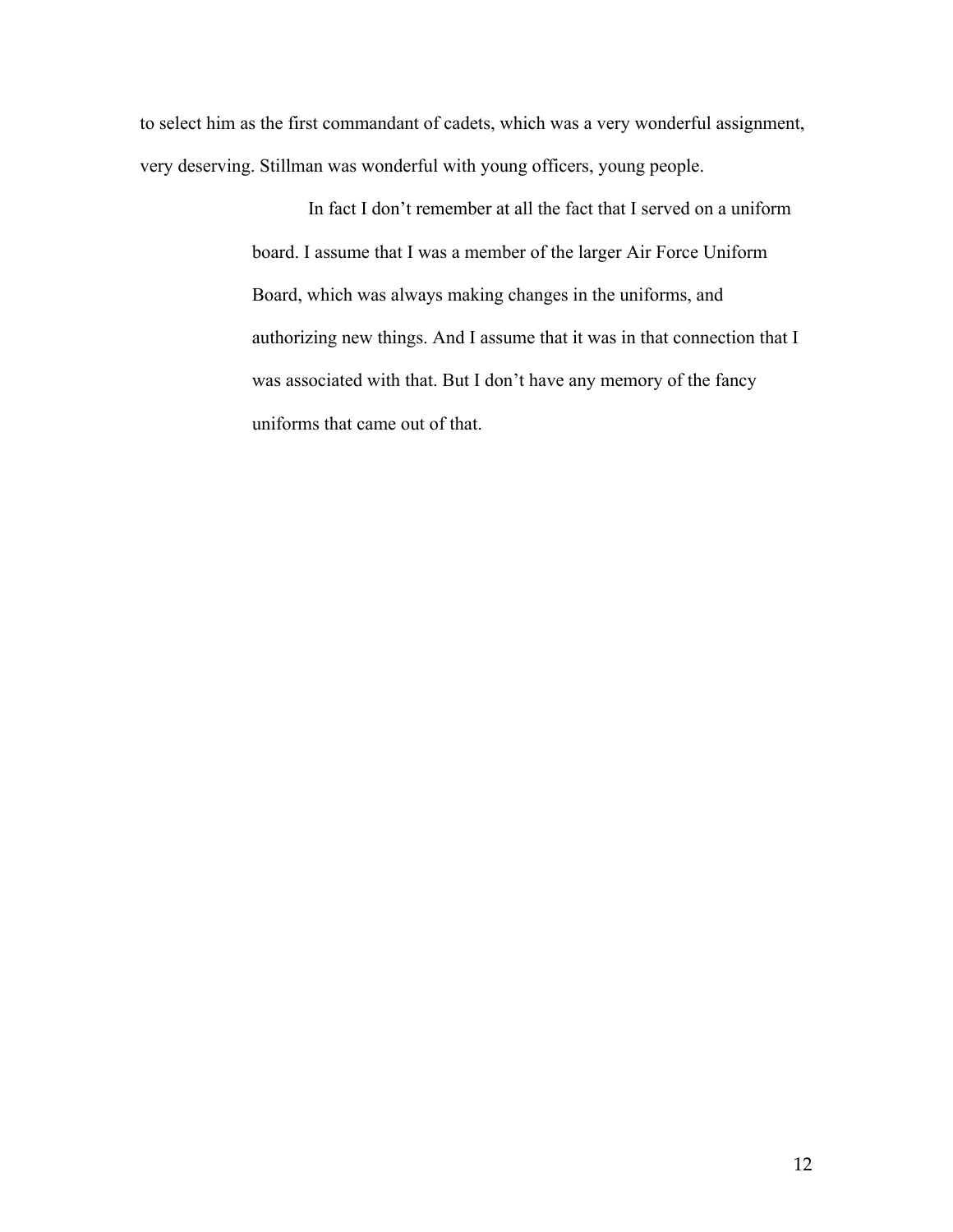to select him as the first commandant of cadets, which was a very wonderful assignment, very deserving. Stillman was wonderful with young officers, young people.

> In fact I don't remember at all the fact that I served on a uniform board. I assume that I was a member of the larger Air Force Uniform Board, which was always making changes in the uniforms, and authorizing new things. And I assume that it was in that connection that I was associated with that. But I don't have any memory of the fancy uniforms that came out of that.